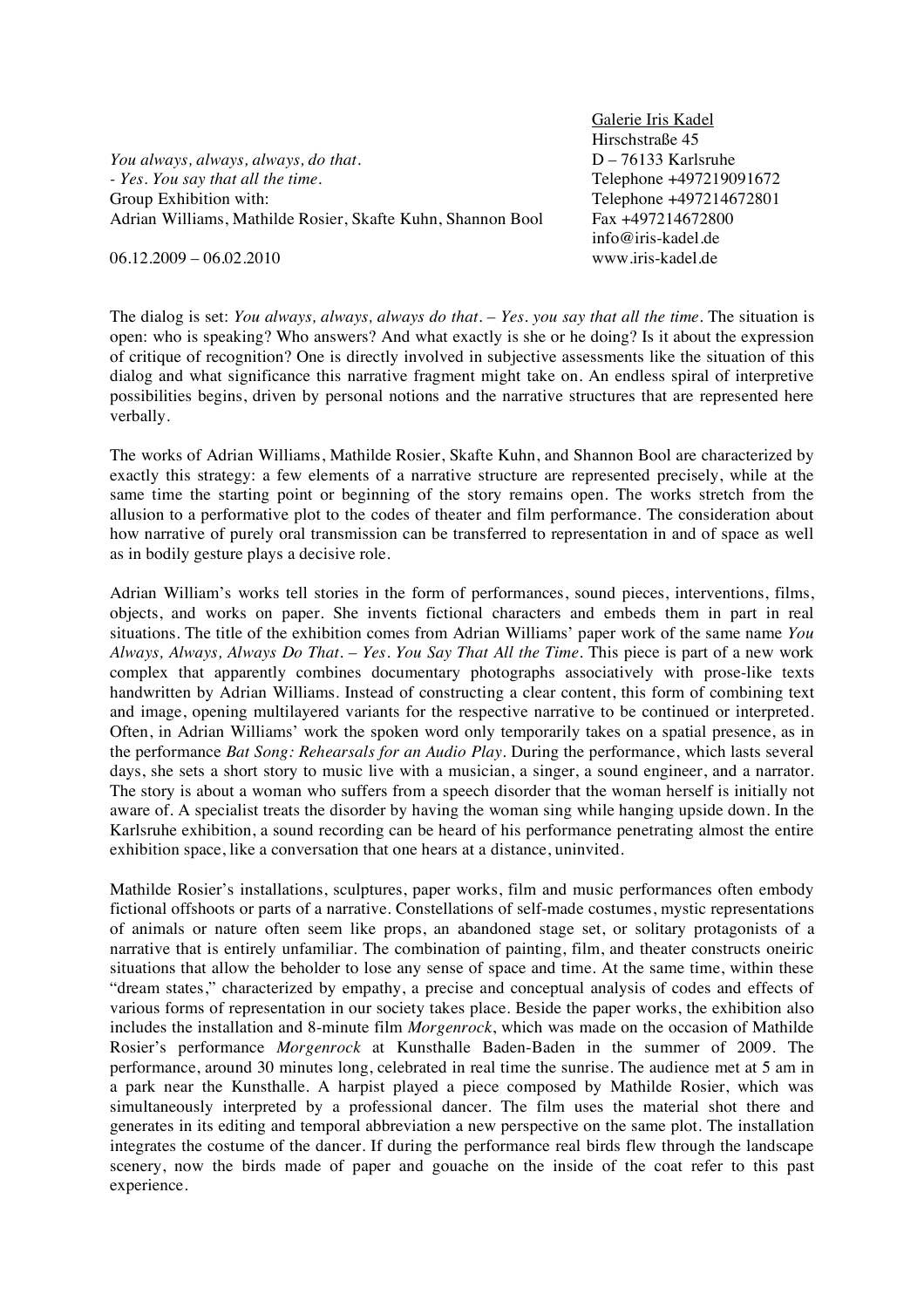Galerie Iris Kadel
Hirschstraße 45
D – 76133 Karlsruhe
Telephone +497219091672
Telephone +497214672801
Fax +497214672800
info@iris-kadel.de
www.iris-kadel.de

*You always, always, always, do that.*
*- Yes. You say that all the time.*
Group Exhibition with:
Adrian Williams, Mathilde Rosier, Skafte Kuhn, Shannon Bool

06.12.2009 – 06.02.2010

The dialog is set: *You always, always, always do that. – Yes. you say that all the time.* The situation is open: who is speaking? Who answers? And what exactly is she or he doing? Is it about the expression of critique of recognition? One is directly involved in subjective assessments like the situation of this dialog and what significance this narrative fragment might take on. An endless spiral of interpretive possibilities begins, driven by personal notions and the narrative structures that are represented here verbally.

The works of Adrian Williams, Mathilde Rosier, Skafte Kuhn, and Shannon Bool are characterized by exactly this strategy: a few elements of a narrative structure are represented precisely, while at the same time the starting point or beginning of the story remains open. The works stretch from the allusion to a performative plot to the codes of theater and film performance. The consideration about how narrative of purely oral transmission can be transferred to representation in and of space as well as in bodily gesture plays a decisive role.

Adrian William's works tell stories in the form of performances, sound pieces, interventions, films, objects, and works on paper. She invents fictional characters and embeds them in part in real situations. The title of the exhibition comes from Adrian Williams' paper work of the same name *You Always, Always, Always Do That. – Yes. You Say That All the Time*. This piece is part of a new work complex that apparently combines documentary photographs associatively with prose-like texts handwritten by Adrian Williams. Instead of constructing a clear content, this form of combining text and image, opening multilayered variants for the respective narrative to be continued or interpreted. Often, in Adrian Williams' work the spoken word only temporarily takes on a spatial presence, as in the performance *Bat Song: Rehearsals for an Audio Play*. During the performance, which lasts several days, she sets a short story to music live with a musician, a singer, a sound engineer, and a narrator. The story is about a woman who suffers from a speech disorder that the woman herself is initially not aware of. A specialist treats the disorder by having the woman sing while hanging upside down. In the Karlsruhe exhibition, a sound recording can be heard of his performance penetrating almost the entire exhibition space, like a conversation that one hears at a distance, uninvited.

Mathilde Rosier's installations, sculptures, paper works, film and music performances often embody fictional offshoots or parts of a narrative. Constellations of self-made costumes, mystic representations of animals or nature often seem like props, an abandoned stage set, or solitary protagonists of a narrative that is entirely unfamiliar. The combination of painting, film, and theater constructs oneiric situations that allow the beholder to lose any sense of space and time. At the same time, within these "dream states," characterized by empathy, a precise and conceptual analysis of codes and effects of various forms of representation in our society takes place. Beside the paper works, the exhibition also includes the installation and 8-minute film *Morgenrock*, which was made on the occasion of Mathilde Rosier's performance *Morgenrock* at Kunsthalle Baden-Baden in the summer of 2009. The performance, around 30 minutes long, celebrated in real time the sunrise. The audience met at 5 am in a park near the Kunsthalle. A harpist played a piece composed by Mathilde Rosier, which was simultaneously interpreted by a professional dancer. The film uses the material shot there and generates in its editing and temporal abbreviation a new perspective on the same plot. The installation integrates the costume of the dancer. If during the performance real birds flew through the landscape scenery, now the birds made of paper and gouache on the inside of the coat refer to this past experience.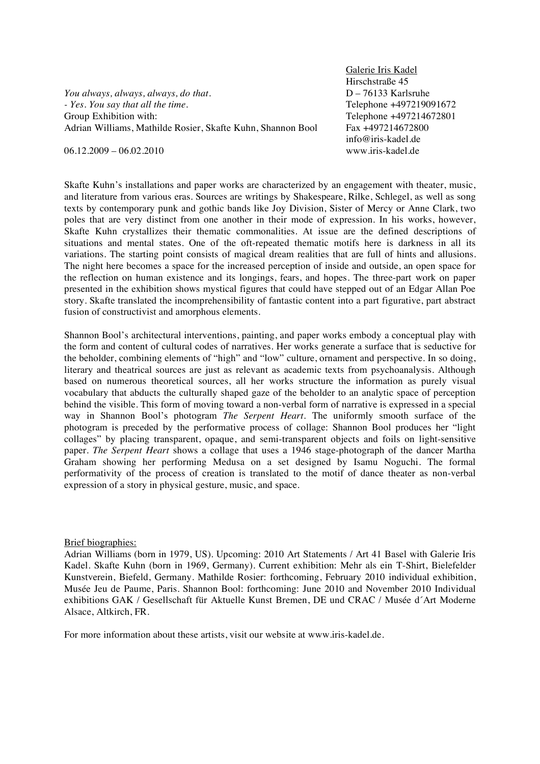*You always, always, always, do that.*
*- Yes. You say that all the time.*
Group Exhibition with:
Adrian Williams, Mathilde Rosier, Skafte Kuhn, Shannon Bool

06.12.2009 – 06.02.2010

Galerie Iris Kadel
Hirschstraße 45
D – 76133 Karlsruhe
Telephone +497219091672
Telephone +497214672801
Fax +497214672800
info@iris-kadel.de
www.iris-kadel.de

Skafte Kuhn's installations and paper works are characterized by an engagement with theater, music, and literature from various eras. Sources are writings by Shakespeare, Rilke, Schlegel, as well as song texts by contemporary punk and gothic bands like Joy Division, Sister of Mercy or Anne Clark, two poles that are very distinct from one another in their mode of expression. In his works, however, Skafte Kuhn crystallizes their thematic commonalities. At issue are the defined descriptions of situations and mental states. One of the oft-repeated thematic motifs here is darkness in all its variations. The starting point consists of magical dream realities that are full of hints and allusions. The night here becomes a space for the increased perception of inside and outside, an open space for the reflection on human existence and its longings, fears, and hopes. The three-part work on paper presented in the exhibition shows mystical figures that could have stepped out of an Edgar Allan Poe story. Skafte translated the incomprehensibility of fantastic content into a part figurative, part abstract fusion of constructivist and amorphous elements.

Shannon Bool's architectural interventions, painting, and paper works embody a conceptual play with the form and content of cultural codes of narratives. Her works generate a surface that is seductive for the beholder, combining elements of "high" and "low" culture, ornament and perspective. In so doing, literary and theatrical sources are just as relevant as academic texts from psychoanalysis. Although based on numerous theoretical sources, all her works structure the information as purely visual vocabulary that abducts the culturally shaped gaze of the beholder to an analytic space of perception behind the visible. This form of moving toward a non-verbal form of narrative is expressed in a special way in Shannon Bool's photogram *The Serpent Heart*. The uniformly smooth surface of the photogram is preceded by the performative process of collage: Shannon Bool produces her "light collages" by placing transparent, opaque, and semi-transparent objects and foils on light-sensitive paper. *The Serpent Heart* shows a collage that uses a 1946 stage-photograph of the dancer Martha Graham showing her performing Medusa on a set designed by Isamu Noguchi. The formal performativity of the process of creation is translated to the motif of dance theater as non-verbal expression of a story in physical gesture, music, and space.

Brief biographies:
Adrian Williams (born in 1979, US). Upcoming: 2010 Art Statements / Art 41 Basel with Galerie Iris Kadel. Skafte Kuhn (born in 1969, Germany). Current exhibition: Mehr als ein T-Shirt, Bielefelder Kunstverein, Biefeld, Germany. Mathilde Rosier: forthcoming, February 2010 individual exhibition, Musée Jeu de Paume, Paris. Shannon Bool: forthcoming: June 2010 and November 2010 Individual exhibitions GAK / Gesellschaft für Aktuelle Kunst Bremen, DE und CRAC / Musée d´Art Moderne Alsace, Altkirch, FR.

For more information about these artists, visit our website at www.iris-kadel.de.